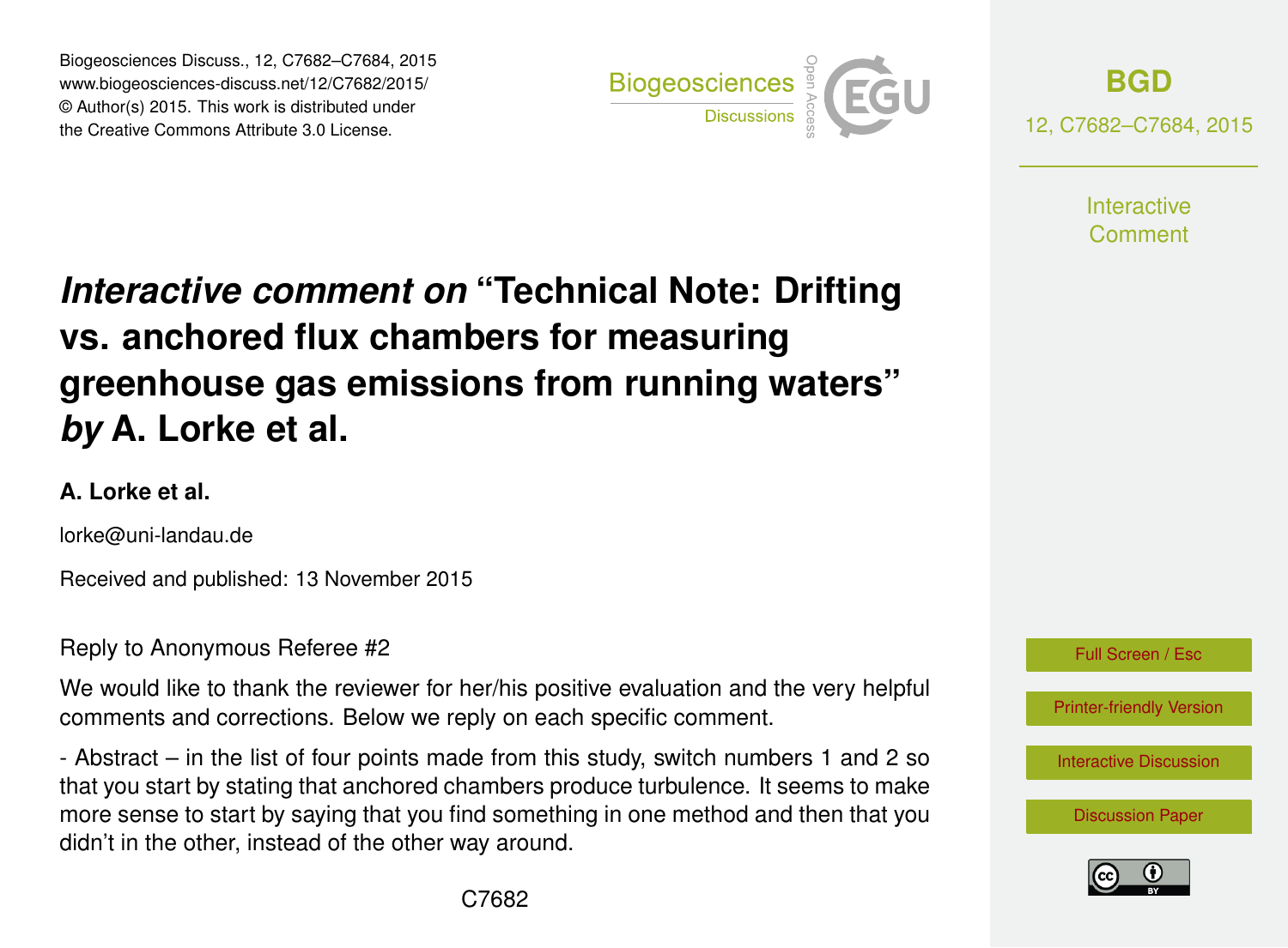# *Interactive comment on* "Technical Note: Drifting vs. anchored flux chambers for measuring greenhouse gas emissions from running waters" *by* A. Lorke et al.

**A. Lorke et al.**

lorke@uni-landau.de

Received and published: 13 November 2015

Reply to Anonymous Referee #2

We would like to thank the reviewer for her/his positive evaluation and the very helpful comments and corrections. Below we reply on each specific comment.

- Abstract – in the list of four points made from this study, switch numbers 1 and 2 so that you start by stating that anchored chambers produce turbulence. It seems to make more sense to start by saying that you find something in one method and then that you didn't in the other, instead of the other way around.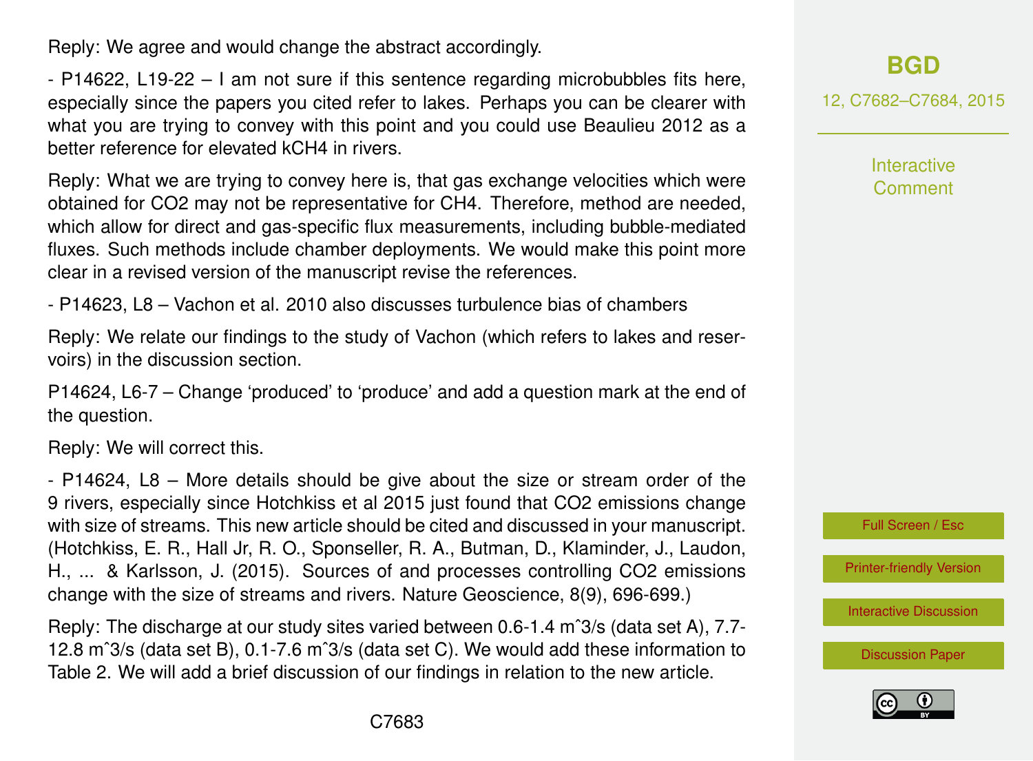Reply: We agree and would change the abstract accordingly.

- P14622, L19-22 – I am not sure if this sentence regarding microbubbles fits here, especially since the papers you cited refer to lakes. Perhaps you can be clearer with what you are trying to convey with this point and you could use Beaulieu 2012 as a better reference for elevated $k_{CH4}$ in rivers.

Reply: What we are trying to convey here is, that gas exchange velocities which were obtained for $CO_2$ may not be representative for $CH_4$. Therefore, method are needed, which allow for direct and gas-specific flux measurements, including bubble-mediated fluxes. Such methods include chamber deployments. We would make this point more clear in a revised version of the manuscript revise the references.

- P14623, L8 – Vachon et al. 2010 also discusses turbulence bias of chambers

Reply: We relate our findings to the study of Vachon (which refers to lakes and reservoirs) in the discussion section.

P14624, L6-7 – Change 'produced' to 'produce' and add a question mark at the end of the question.

Reply: We will correct this.

- P14624, L8 – More details should be give about the size or stream order of the 9 rivers, especially since Hotchkiss et al 2015 just found that $CO_2$ emissions change with size of streams. This new article should be cited and discussed in your manuscript. (Hotchkiss, E. R., Hall Jr, R. O., Sponseller, R. A., Butman, D., Klaminder, J., Laudon, H., ... & Karlsson, J. (2015). Sources of and processes controlling $CO_2$ emissions change with the size of streams and rivers. Nature Geoscience, 8(9), 696-699.)

Reply: The discharge at our study sites varied between 0.6-1.4 $m^3/s$ (data set A), 7.7-12.8 $m^3/s$ (data set B), 0.1-7.6 $m^3/s$ (data set C). We would add these information to Table 2. We will add a brief discussion of our findings in relation to the new article.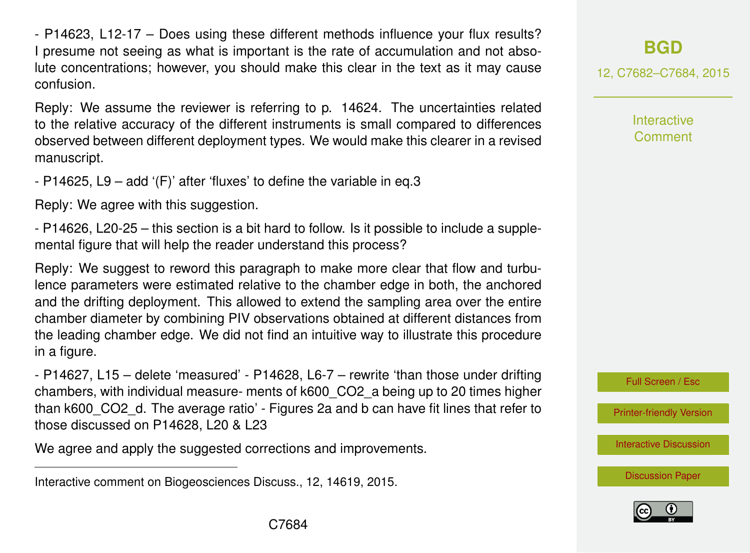- P14623, L12-17 – Does using these different methods influence your flux results? I presume not seeing as what is important is the rate of accumulation and not absolute concentrations; however, you should make this clear in the text as it may cause confusion.

Reply: We assume the reviewer is referring to p. 14624. The uncertainties related to the relative accuracy of the different instruments is small compared to differences observed between different deployment types. We would make this clearer in a revised manuscript.

- P14625, L9 – add '(F)' after 'fluxes' to define the variable in eq.3

Reply: We agree with this suggestion.

- P14626, L20-25 – this section is a bit hard to follow. Is it possible to include a supplemental figure that will help the reader understand this process?

Reply: We suggest to reword this paragraph to make more clear that flow and turbulence parameters were estimated relative to the chamber edge in both, the anchored and the drifting deployment. This allowed to extend the sampling area over the entire chamber diameter by combining PIV observations obtained at different distances from the leading chamber edge. We did not find an intuitive way to illustrate this procedure in a figure.

- P14627, L15 – delete 'measured' - P14628, L6-7 – rewrite 'than those under drifting chambers, with individual measure- ments of $k600\_CO2\_a$ being up to 20 times higher than $k600\_CO2\_d$. The average ratio' - Figures 2a and b can have fit lines that refer to those discussed on P14628, L20 & L23

We agree and apply the suggested corrections and improvements.

Interactive comment on Biogeosciences Discuss., 12, 14619, 2015.